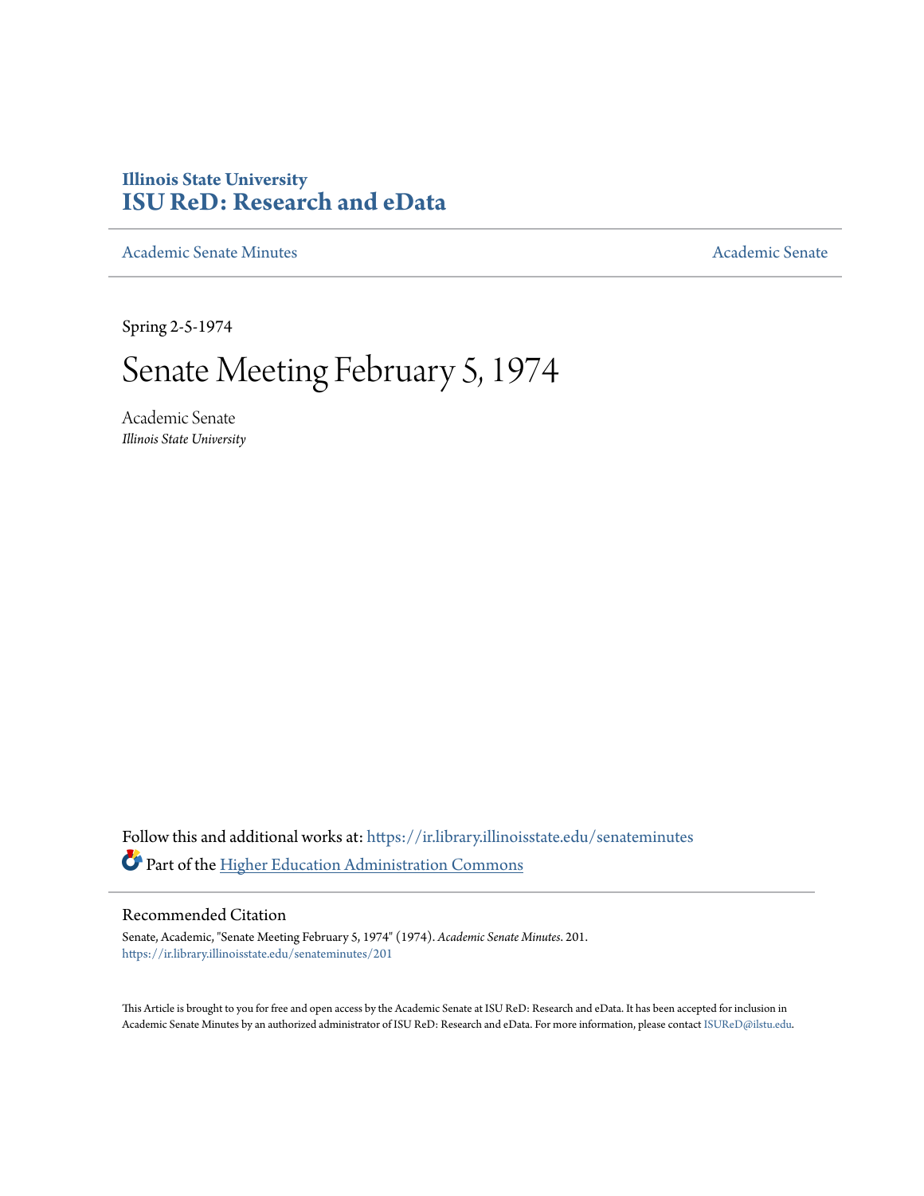**Illinois State University**
**ISU ReD: Research and eData**

Academic Senate Minutes | Academic Senate

Spring 2-5-1974

# Senate Meeting February 5, 1974

Academic Senate
*Illinois State University*

Follow this and additional works at: https://ir.library.illinoisstate.edu/senateminutes

Part of the Higher Education Administration Commons

## Recommended Citation

Senate, Academic, "Senate Meeting February 5, 1974" (1974). *Academic Senate Minutes*. 201.
https://ir.library.illinoisstate.edu/senateminutes/201

This Article is brought to you for free and open access by the Academic Senate at ISU ReD: Research and eData. It has been accepted for inclusion in Academic Senate Minutes by an authorized administrator of ISU ReD: Research and eData. For more information, please contact ISUReD@ilstu.edu.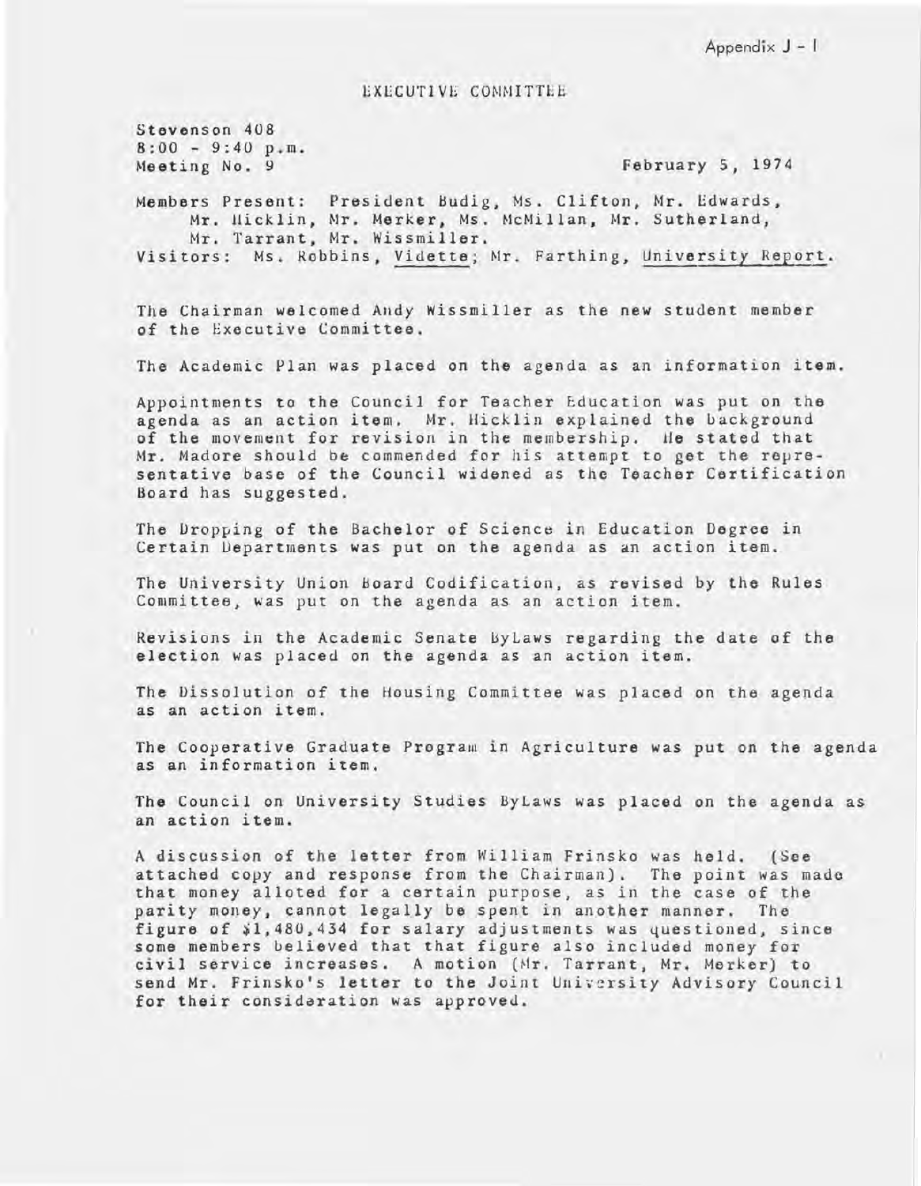Appendix J - I

# EXECUTIVE COMMITTEE

Stevenson 408
8:00 - 9:40 p.m.
Meeting No. 9

February 5, 1974

Members Present: President Budig, Ms. Clifton, Mr. Edwards, Mr. Hicklin, Mr. Merker, Ms. McMillan, Mr. Sutherland, Mr. Tarrant, Mr. Wissmiller.
Visitors: Ms. Robbins, Vidette; Mr. Farthing, University Report.

The Chairman welcomed Andy Wissmiller as the new student member of the Executive Committee.

The Academic Plan was placed on the agenda as an information item.

Appointments to the Council for Teacher Education was put on the agenda as an action item. Mr. Hicklin explained the background of the movement for revision in the membership. He stated that Mr. Madore should be commended for his attempt to get the representative base of the Council widened as the Teacher Certification Board has suggested.

The Dropping of the Bachelor of Science in Education Degree in Certain Departments was put on the agenda as an action item.

The University Union Board Codification, as revised by the Rules Committee, was put on the agenda as an action item.

Revisions in the Academic Senate ByLaws regarding the date of the election was placed on the agenda as an action item.

The Dissolution of the Housing Committee was placed on the agenda as an action item.

The Cooperative Graduate Program in Agriculture was put on the agenda as an information item.

The Council on University Studies ByLaws was placed on the agenda as an action item.

A discussion of the letter from William Frinsko was held. (See attached copy and response from the Chairman). The point was made that money alloted for a certain purpose, as in the case of the parity money, cannot legally be spent in another manner. The figure of $1,480,434 for salary adjustments was questioned, since some members believed that that figure also included money for civil service increases. A motion (Mr. Tarrant, Mr. Merker) to send Mr. Frinsko's letter to the Joint University Advisory Council for their consideration was approved.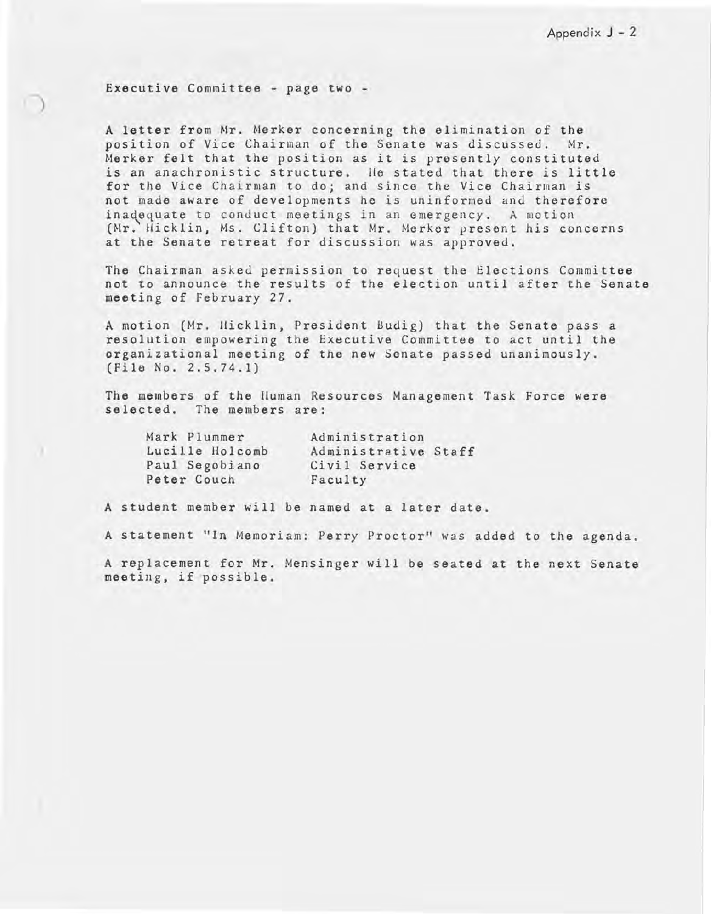Executive Committee - page two -

A letter from Mr. Merker concerning the elimination of the position of Vice Chairman of the Senate was discussed. Mr. Merker felt that the position as it is presently constituted is an anachronistic structure. He stated that there is little for the Vice Chairman to do; and since the Vice Chairman is not made aware of developments he is uninformed and therefore inadequate to conduct meetings in an emergency. A motion (Mr. Hicklin, Ms. Clifton) that Mr. Merker present his concerns at the Senate retreat for discussion was approved.

The Chairman asked permission to request the Elections Committee not to announce the results of the election until after the Senate meeting of February 27.

A motion (Mr. Hicklin, President Budig) that the Senate pass a resolution empowering the Executive Committee to act until the organizational meeting of the new Senate passed unanimously. (File No. 2.5.74.1)

The members of the Human Resources Management Task Force were selected. The members are:

| | |
|---|---|
| Mark Plummer | Administration |
| Lucille Holcomb | Administrative Staff |
| Paul Segobiano | Civil Service |
| Peter Couch | Faculty |

A student member will be named at a later date.

A statement "In Memoriam: Perry Proctor" was added to the agenda.

A replacement for Mr. Mensinger will be seated at the next Senate meeting, if possible.